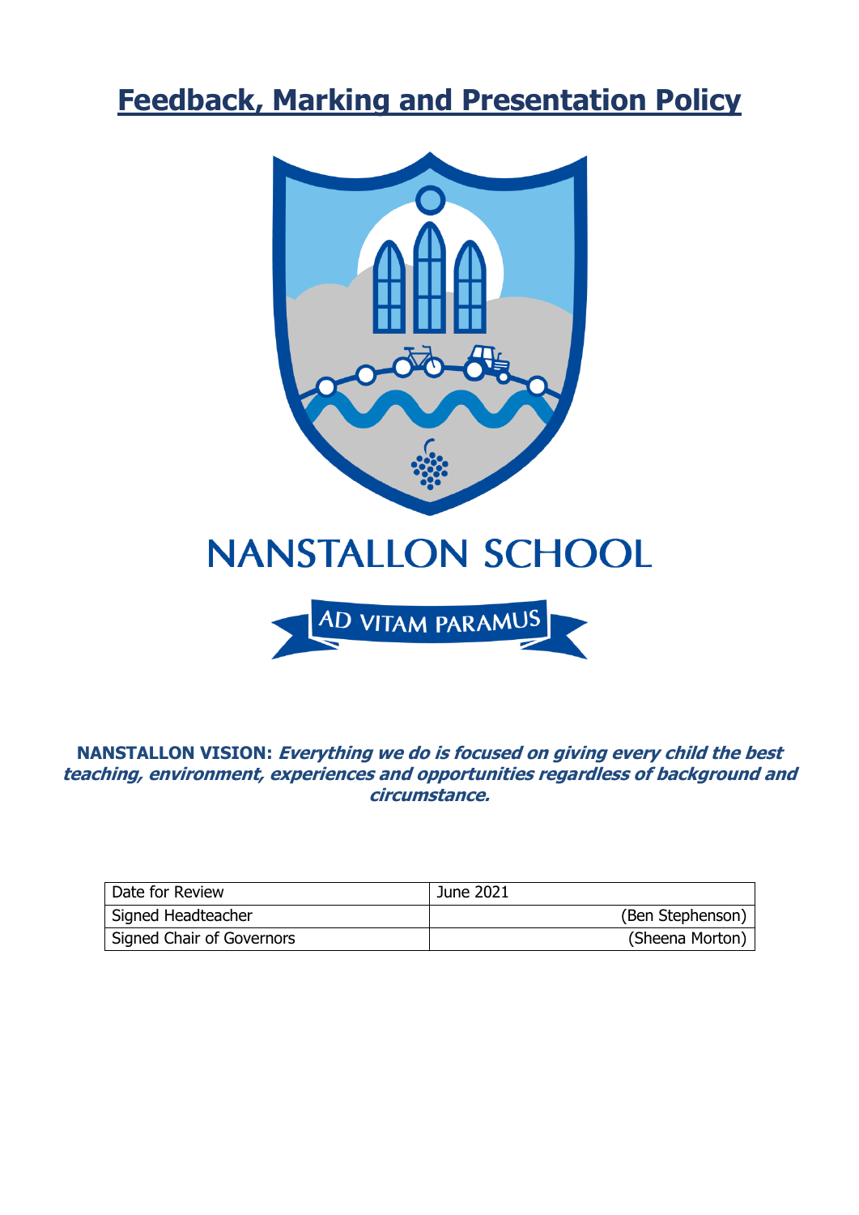# Feedback, Marking and Presentation Policy

NANSTALLON SCHOOL

AD VITAM PARAMUS

**NANSTALLON VISION:** ***Everything we do is focused on giving every child the best teaching, environment, experiences and opportunities regardless of background and circumstance.***

| Date for Review | June 2021 |
|---|---|
| Signed Headteacher | (Ben Stephenson) |
| Signed Chair of Governors | (Sheena Morton) |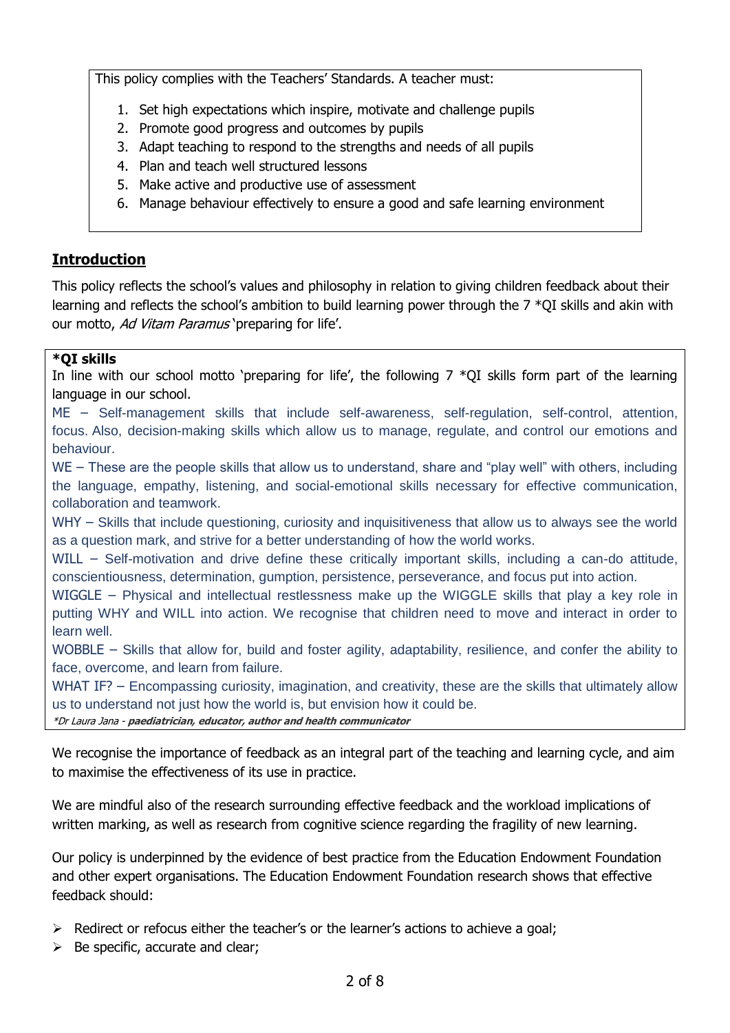This policy complies with the Teachers' Standards. A teacher must:

1. Set high expectations which inspire, motivate and challenge pupils
2. Promote good progress and outcomes by pupils
3. Adapt teaching to respond to the strengths and needs of all pupils
4. Plan and teach well structured lessons
5. Make active and productive use of assessment
6. Manage behaviour effectively to ensure a good and safe learning environment

## Introduction

This policy reflects the school's values and philosophy in relation to giving children feedback about their learning and reflects the school's ambition to build learning power through the 7 *QI skills and akin with our motto, *Ad Vitam Paramus* 'preparing for life'.

**\*QI skills**

In line with our school motto 'preparing for life', the following 7 *QI skills form part of the learning language in our school.

ME – Self-management skills that include self-awareness, self-regulation, self-control, attention, focus. Also, decision-making skills which allow us to manage, regulate, and control our emotions and behaviour.

WE – These are the people skills that allow us to understand, share and "play well" with others, including the language, empathy, listening, and social-emotional skills necessary for effective communication, collaboration and teamwork.

WHY – Skills that include questioning, curiosity and inquisitiveness that allow us to always see the world as a question mark, and strive for a better understanding of how the world works.

WILL – Self-motivation and drive define these critically important skills, including a can-do attitude, conscientiousness, determination, gumption, persistence, perseverance, and focus put into action.

WIGGLE – Physical and intellectual restlessness make up the WIGGLE skills that play a key role in putting WHY and WILL into action. We recognise that children need to move and interact in order to learn well.

WOBBLE – Skills that allow for, build and foster agility, adaptability, resilience, and confer the ability to face, overcome, and learn from failure.

WHAT IF? – Encompassing curiosity, imagination, and creativity, these are the skills that ultimately allow us to understand not just how the world is, but envision how it could be.

*\*Dr Laura Jana* - ***paediatrician, educator, author and health communicator***

We recognise the importance of feedback as an integral part of the teaching and learning cycle, and aim to maximise the effectiveness of its use in practice.

We are mindful also of the research surrounding effective feedback and the workload implications of written marking, as well as research from cognitive science regarding the fragility of new learning.

Our policy is underpinned by the evidence of best practice from the Education Endowment Foundation and other expert organisations. The Education Endowment Foundation research shows that effective feedback should:

- Redirect or refocus either the teacher's or the learner's actions to achieve a goal;
- Be specific, accurate and clear;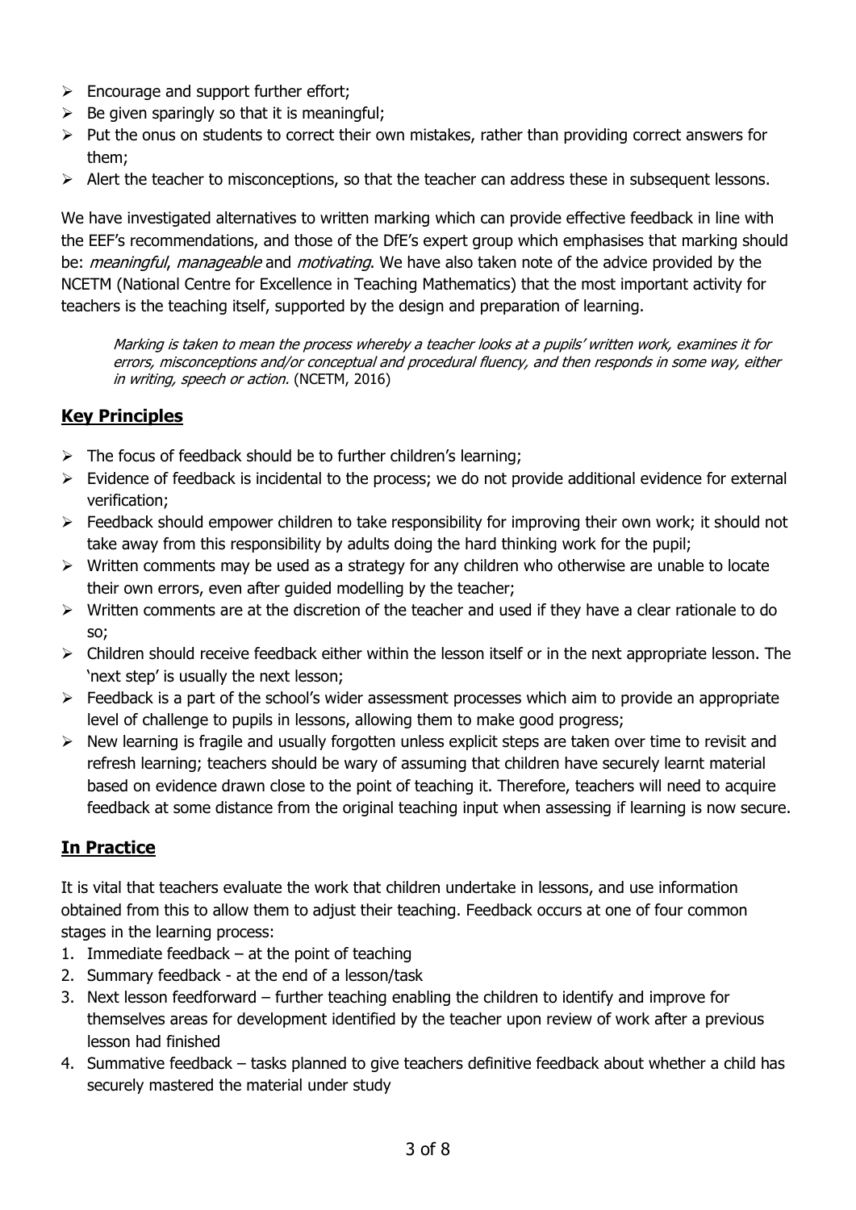- Encourage and support further effort;
- Be given sparingly so that it is meaningful;
- Put the onus on students to correct their own mistakes, rather than providing correct answers for them;
- Alert the teacher to misconceptions, so that the teacher can address these in subsequent lessons.

We have investigated alternatives to written marking which can provide effective feedback in line with the EEF's recommendations, and those of the DfE's expert group which emphasises that marking should be: *meaningful*, *manageable* and *motivating*. We have also taken note of the advice provided by the NCETM (National Centre for Excellence in Teaching Mathematics) that the most important activity for teachers is the teaching itself, supported by the design and preparation of learning.

> *Marking is taken to mean the process whereby a teacher looks at a pupils' written work, examines it for errors, misconceptions and/or conceptual and procedural fluency, and then responds in some way, either in writing, speech or action.* (NCETM, 2016)

## Key Principles

- The focus of feedback should be to further children's learning;
- Evidence of feedback is incidental to the process; we do not provide additional evidence for external verification;
- Feedback should empower children to take responsibility for improving their own work; it should not take away from this responsibility by adults doing the hard thinking work for the pupil;
- Written comments may be used as a strategy for any children who otherwise are unable to locate their own errors, even after guided modelling by the teacher;
- Written comments are at the discretion of the teacher and used if they have a clear rationale to do so;
- Children should receive feedback either within the lesson itself or in the next appropriate lesson. The 'next step' is usually the next lesson;
- Feedback is a part of the school's wider assessment processes which aim to provide an appropriate level of challenge to pupils in lessons, allowing them to make good progress;
- New learning is fragile and usually forgotten unless explicit steps are taken over time to revisit and refresh learning; teachers should be wary of assuming that children have securely learnt material based on evidence drawn close to the point of teaching it. Therefore, teachers will need to acquire feedback at some distance from the original teaching input when assessing if learning is now secure.

## In Practice

It is vital that teachers evaluate the work that children undertake in lessons, and use information obtained from this to allow them to adjust their teaching. Feedback occurs at one of four common stages in the learning process:

1. Immediate feedback – at the point of teaching
2. Summary feedback - at the end of a lesson/task
3. Next lesson feedforward – further teaching enabling the children to identify and improve for themselves areas for development identified by the teacher upon review of work after a previous lesson had finished
4. Summative feedback – tasks planned to give teachers definitive feedback about whether a child has securely mastered the material under study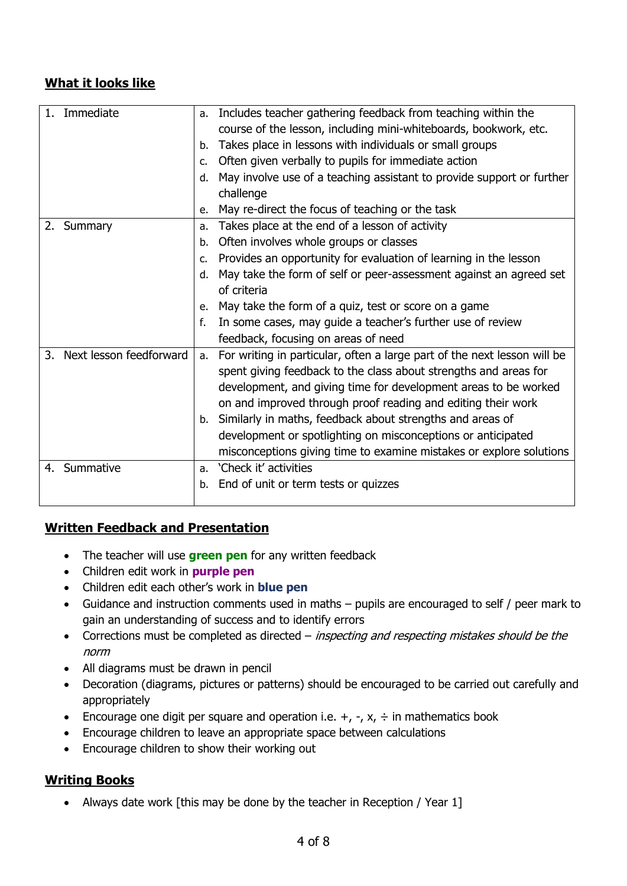## What it looks like

| | |
|---|---|
| 1. Immediate | a. Includes teacher gathering feedback from teaching within the course of the lesson, including mini-whiteboards, bookwork, etc.<br>b. Takes place in lessons with individuals or small groups<br>c. Often given verbally to pupils for immediate action<br>d. May involve use of a teaching assistant to provide support or further challenge<br>e. May re-direct the focus of teaching or the task |
| 2. Summary | a. Takes place at the end of a lesson of activity<br>b. Often involves whole groups or classes<br>c. Provides an opportunity for evaluation of learning in the lesson<br>d. May take the form of self or peer-assessment against an agreed set of criteria<br>e. May take the form of a quiz, test or score on a game<br>f. In some cases, may guide a teacher's further use of review feedback, focusing on areas of need |
| 3. Next lesson feedforward | a. For writing in particular, often a large part of the next lesson will be spent giving feedback to the class about strengths and areas for development, and giving time for development areas to be worked on and improved through proof reading and editing their work<br>b. Similarly in maths, feedback about strengths and areas of development or spotlighting on misconceptions or anticipated misconceptions giving time to examine mistakes or explore solutions |
| 4. Summative | a. 'Check it' activities<br>b. End of unit or term tests or quizzes |

## Written Feedback and Presentation

- The teacher will use **green pen** for any written feedback
- Children edit work in **purple pen**
- Children edit each other's work in **blue pen**
- Guidance and instruction comments used in maths – pupils are encouraged to self / peer mark to gain an understanding of success and to identify errors
- Corrections must be completed as directed – *inspecting and respecting mistakes should be the norm*
- All diagrams must be drawn in pencil
- Decoration (diagrams, pictures or patterns) should be encouraged to be carried out carefully and appropriately
- Encourage one digit per square and operation i.e. +, -, x, ÷ in mathematics book
- Encourage children to leave an appropriate space between calculations
- Encourage children to show their working out

## Writing Books

- Always date work [this may be done by the teacher in Reception / Year 1]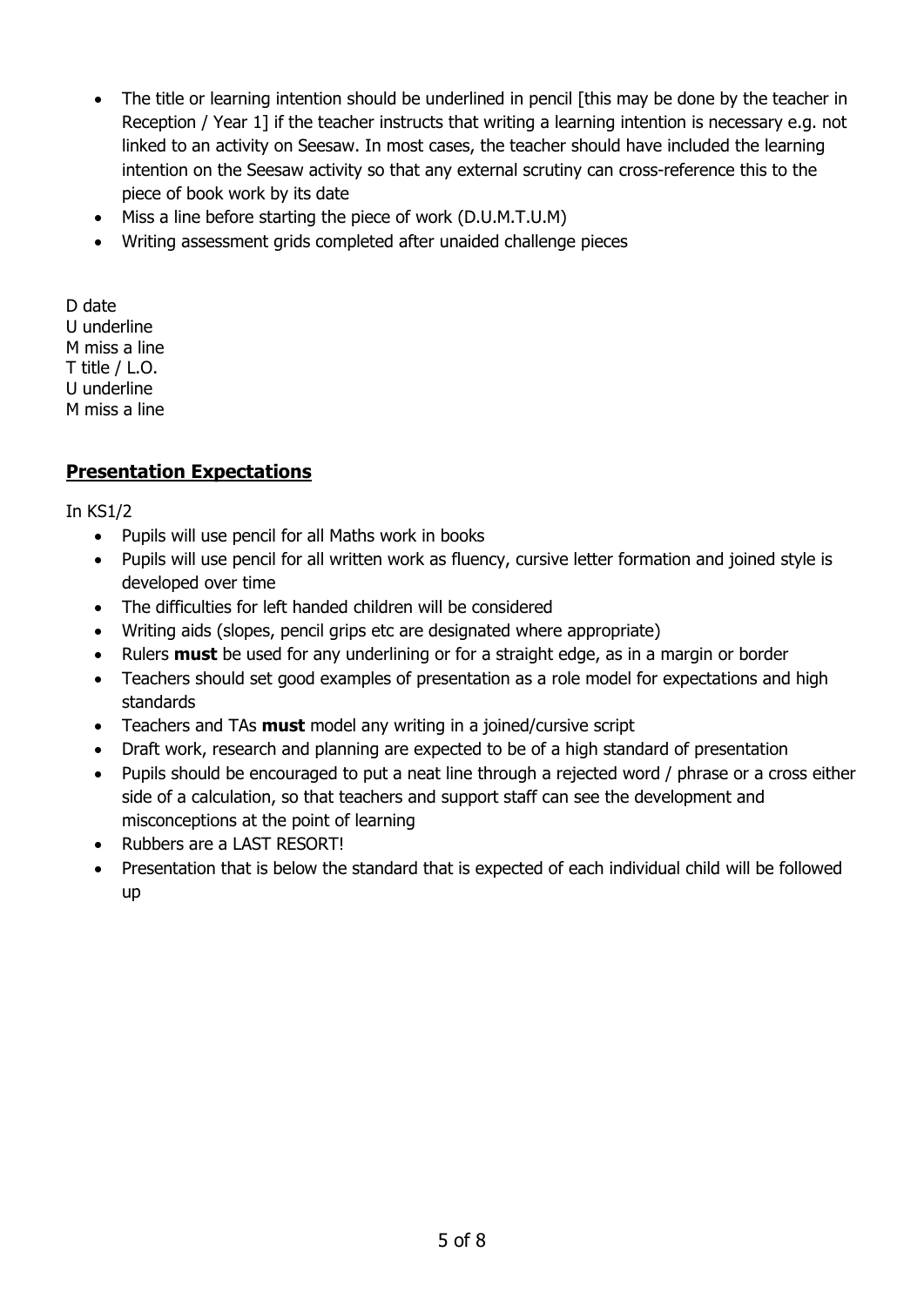- The title or learning intention should be underlined in pencil [this may be done by the teacher in Reception / Year 1] if the teacher instructs that writing a learning intention is necessary e.g. not linked to an activity on Seesaw. In most cases, the teacher should have included the learning intention on the Seesaw activity so that any external scrutiny can cross-reference this to the piece of book work by its date
- Miss a line before starting the piece of work (D.U.M.T.U.M)
- Writing assessment grids completed after unaided challenge pieces

D date  
U underline  
M miss a line  
T title / L.O.  
U underline  
M miss a line

## **Presentation Expectations**

In KS1/2

- Pupils will use pencil for all Maths work in books
- Pupils will use pencil for all written work as fluency, cursive letter formation and joined style is developed over time
- The difficulties for left handed children will be considered
- Writing aids (slopes, pencil grips etc are designated where appropriate)
- Rulers **must** be used for any underlining or for a straight edge, as in a margin or border
- Teachers should set good examples of presentation as a role model for expectations and high standards
- Teachers and TAs **must** model any writing in a joined/cursive script
- Draft work, research and planning are expected to be of a high standard of presentation
- Pupils should be encouraged to put a neat line through a rejected word / phrase or a cross either side of a calculation, so that teachers and support staff can see the development and misconceptions at the point of learning
- Rubbers are a LAST RESORT!
- Presentation that is below the standard that is expected of each individual child will be followed up